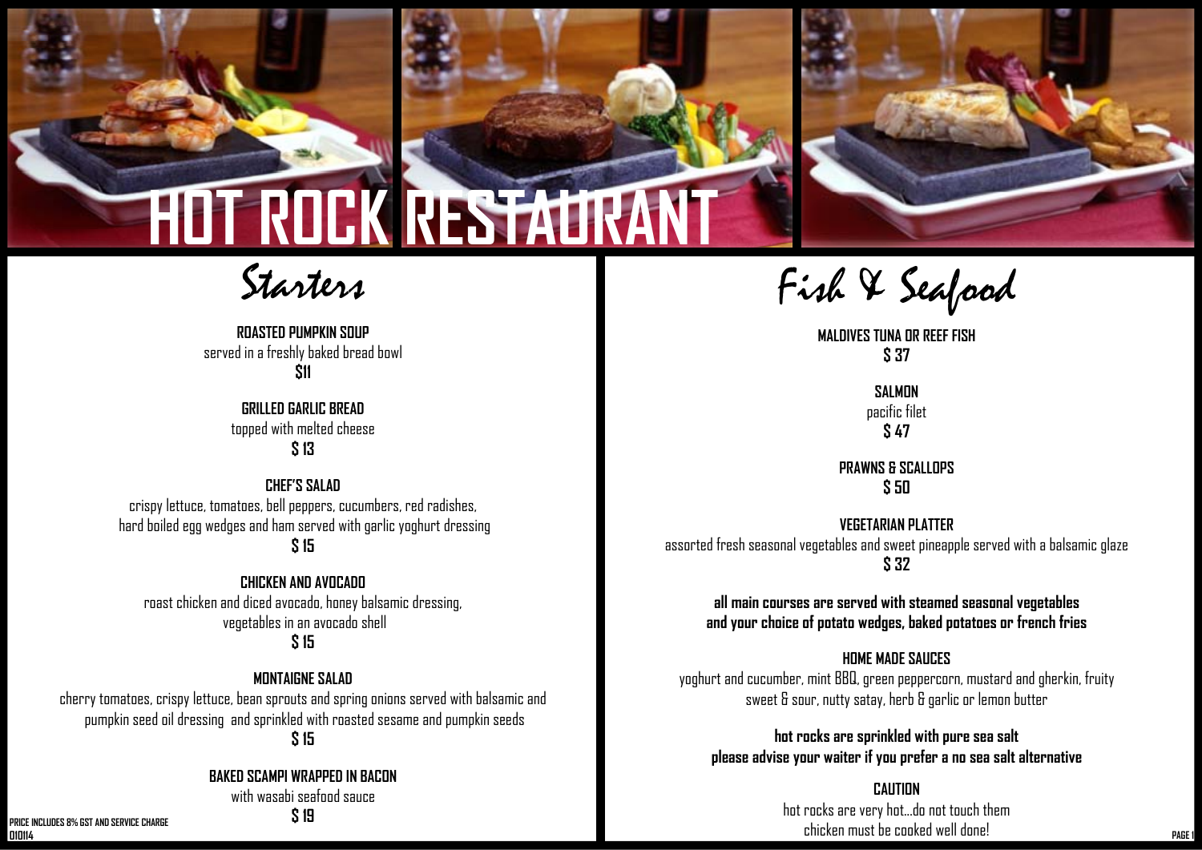# HOT ROCK RESTAURANT

## Starters

**ROASTED PUMPKIN SOUP**
served in a freshly baked bread bowl
**$11**

**GRILLED GARLIC BREAD**
topped with melted cheese
**$ 13**

**CHEF'S SALAD**
crispy lettuce, tomatoes, bell peppers, cucumbers, red radishes,
hard boiled egg wedges and ham served with garlic yoghurt dressing
**$ 15**

**CHICKEN AND AVOCADO**
roast chicken and diced avocado, honey balsamic dressing,
vegetables in an avocado shell
**$ 15**

**MONTAIGNE SALAD**
cherry tomatoes, crispy lettuce, bean sprouts and spring onions served with balsamic and pumpkin seed oil dressing and sprinkled with roasted sesame and pumpkin seeds
**$ 15**

**BAKED SCAMPI WRAPPED IN BACON**
with wasabi seafood sauce
**$ 19**

**PRICE INCLUDES 8% GST AND SERVICE CHARGE**
**010114**

## Fish & Seafood

**MALDIVES TUNA OR REEF FISH**
**$ 37**

**SALMON**
pacific filet
**$ 47**

**PRAWNS & SCALLOPS**
**$ 50**

**VEGETARIAN PLATTER**
assorted fresh seasonal vegetables and sweet pineapple served with a balsamic glaze
**$ 32**

**all main courses are served with steamed seasonal vegetables
and your choice of potato wedges, baked potatoes or french fries**

**HOME MADE SAUCES**
yoghurt and cucumber, mint BBQ, green peppercorn, mustard and gherkin, fruity sweet & sour, nutty satay, herb & garlic or lemon butter

**hot rocks are sprinkled with pure sea salt
please advise your waiter if you prefer a no sea salt alternative**

**CAUTION**
hot rocks are very hot...do not touch them
chicken must be cooked well done!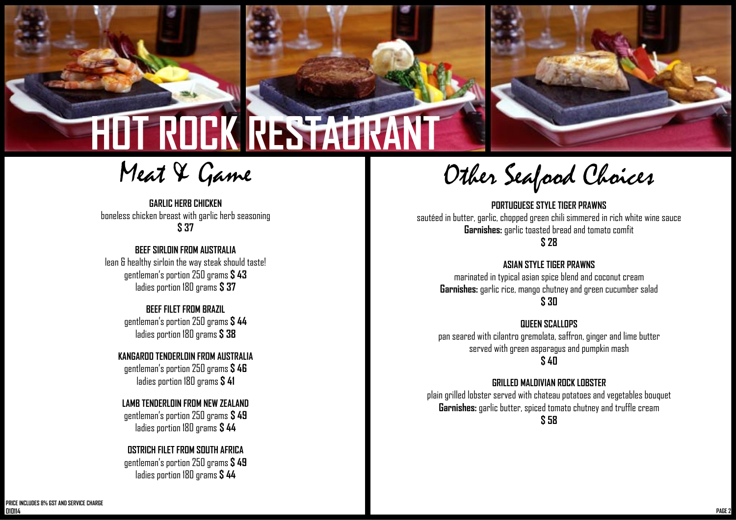# HOT ROCK RESTAURANT

## Meat & Game

**GARLIC HERB CHICKEN**
boneless chicken breast with garlic herb seasoning
**$ 37**

**BEEF SIRLOIN FROM AUSTRALIA**
lean & healthy sirloin the way steak should taste!
gentleman's portion 250 grams **$ 43**
ladies portion 180 grams **$ 37**

**BEEF FILET FROM BRAZIL**
gentleman's portion 250 grams **$ 44**
ladies portion 180 grams **$ 38**

**KANGAROO TENDERLOIN FROM AUSTRALIA**
gentleman's portion 250 grams **$ 46**
ladies portion 180 grams **$ 41**

**LAMB TENDERLOIN FROM NEW ZEALAND**
gentleman's portion 250 grams **$ 49**
ladies portion 180 grams **$ 44**

**OSTRICH FILET FROM SOUTH AFRICA**
gentleman's portion 250 grams **$ 49**
ladies portion 180 grams **$ 44**

## Other Seafood Choices

**PORTUGUESE STYLE TIGER PRAWNS**
sautéed in butter, garlic, chopped green chili simmered in rich white wine sauce
**Garnishes:** garlic toasted bread and tomato comfit
**$ 28**

**ASIAN STYLE TIGER PRAWNS**
marinated in typical asian spice blend and coconut cream
**Garnishes:** garlic rice, mango chutney and green cucumber salad
**$ 30**

**QUEEN SCALLOPS**
pan seared with cilantro gremolata, saffron, ginger and lime butter
served with green asparagus and pumpkin mash
**$ 40**

**GRILLED MALDIVIAN ROCK LOBSTER**
plain grilled lobster served with chateau potatoes and vegetables bouquet
**Garnishes:** garlic butter, spiced tomato chutney and truffle cream
**$ 58**

PRICE INCLUDES 8% GST AND SERVICE CHARGE
010114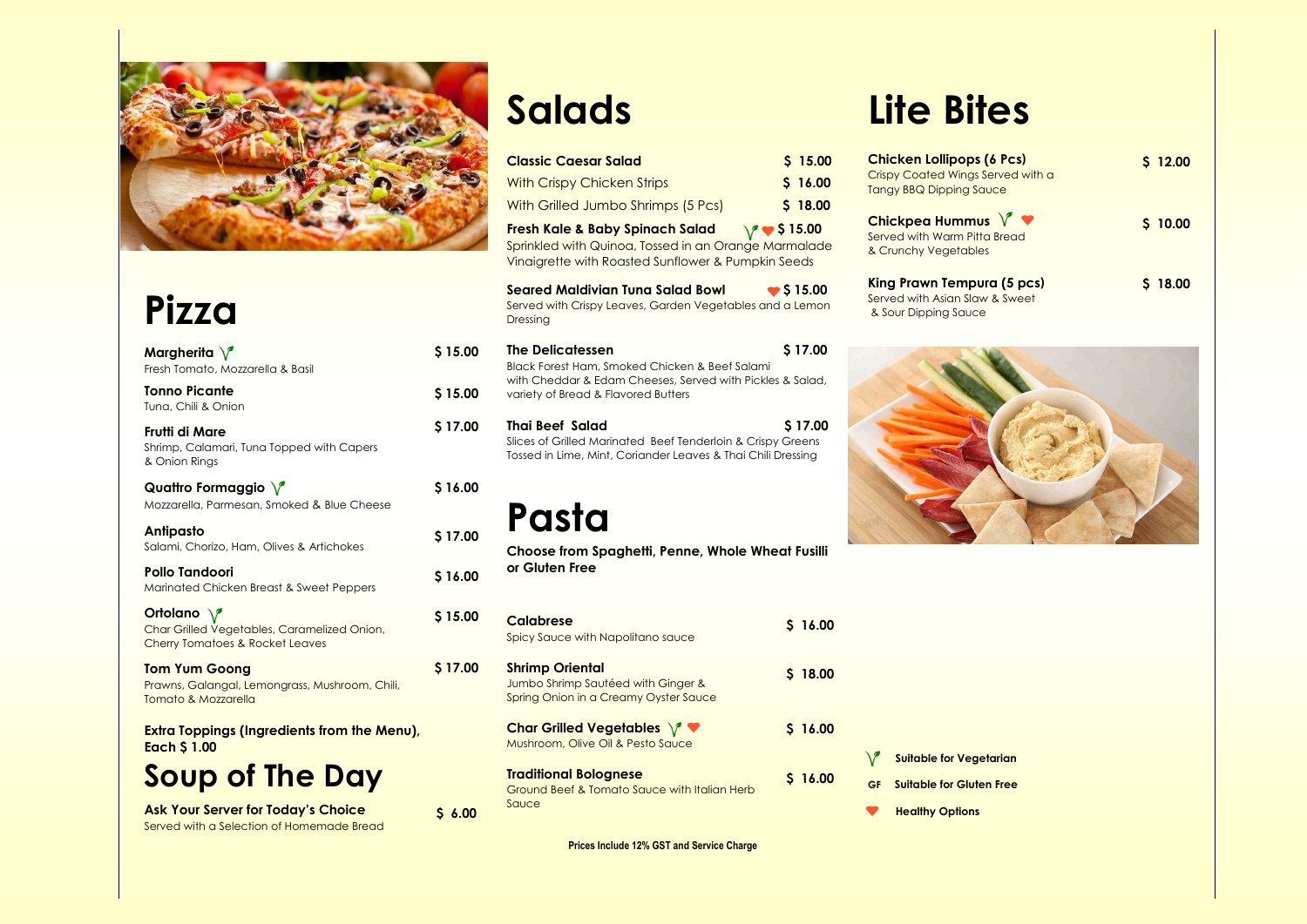# Pizza

**Margherita** V — $ 15.00
Fresh Tomato, Mozzarella & Basil

**Tonno Picante** — $ 15.00
Tuna, Chili & Onion

**Frutti di Mare** — $ 17.00
Shrimp, Calamari, Tuna Topped with Capers & Onion Rings

**Quattro Formaggio** V — $ 16.00
Mozzarella, Parmesan, Smoked & Blue Cheese

**Antipasto** — $ 17.00
Salami, Chorizo, Ham, Olives & Artichokes

**Pollo Tandoori** — $ 16.00
Marinated Chicken Breast & Sweet Peppers

**Ortolano** V — $ 15.00
Char Grilled Vegetables, Caramelized Onion, Cherry Tomatoes & Rocket Leaves

**Tom Yum Goong** — $ 17.00
Prawns, Galangal, Lemongrass, Mushroom, Chili, Tomato & Mozzarella

**Extra Toppings (Ingredients from the Menu), Each $ 1.00**

# Soup of The Day

**Ask Your Server for Today's Choice** — $ 6.00
Served with a Selection of Homemade Bread

# Salads

**Classic Caesar Salad** — $ 15.00
With Crispy Chicken Strips — $ 16.00
With Grilled Jumbo Shrimps (5 Pcs) — $ 18.00

**Fresh Kale & Baby Spinach Salad** V ♥ — $ 15.00
Sprinkled with Quinoa, Tossed in an Orange Marmalade Vinaigrette with Roasted Sunflower & Pumpkin Seeds

**Seared Maldivian Tuna Salad Bowl** ♥ — $ 15.00
Served with Crispy Leaves, Garden Vegetables and a Lemon Dressing

**The Delicatessen** — $ 17.00
Black Forest Ham, Smoked Chicken & Beef Salami with Cheddar & Edam Cheeses, Served with Pickles & Salad, variety of Bread & Flavored Butters

**Thai Beef Salad** — $ 17.00
Slices of Grilled Marinated Beef Tenderloin & Crispy Greens Tossed in Lime, Mint, Coriander Leaves & Thai Chili Dressing

# Pasta

**Choose from Spaghetti, Penne, Whole Wheat Fusilli or Gluten Free**

**Calabrese** — $ 16.00
Spicy Sauce with Napolitano sauce

**Shrimp Oriental** — $ 18.00
Jumbo Shrimp Sautéed with Ginger & Spring Onion in a Creamy Oyster Sauce

**Char Grilled Vegetables** V ♥ — $ 16.00
Mushroom, Olive Oil & Pesto Sauce

**Traditional Bolognese** — $ 16.00
Ground Beef & Tomato Sauce with Italian Herb Sauce

Prices Include 12% GST and Service Charge

# Lite Bites

**Chicken Lollipops (6 Pcs)** — $ 12.00
Crispy Coated Wings Served with a Tangy BBQ Dipping Sauce

**Chickpea Hummus** V ♥ — $ 10.00
Served with Warm Pitta Bread & Crunchy Vegetables

**King Prawn Tempura (5 pcs)** — $ 18.00
Served with Asian Slaw & Sweet & Sour Dipping Sauce

V **Suitable for Vegetarian**
GF **Suitable for Gluten Free**
♥ **Healthy Options**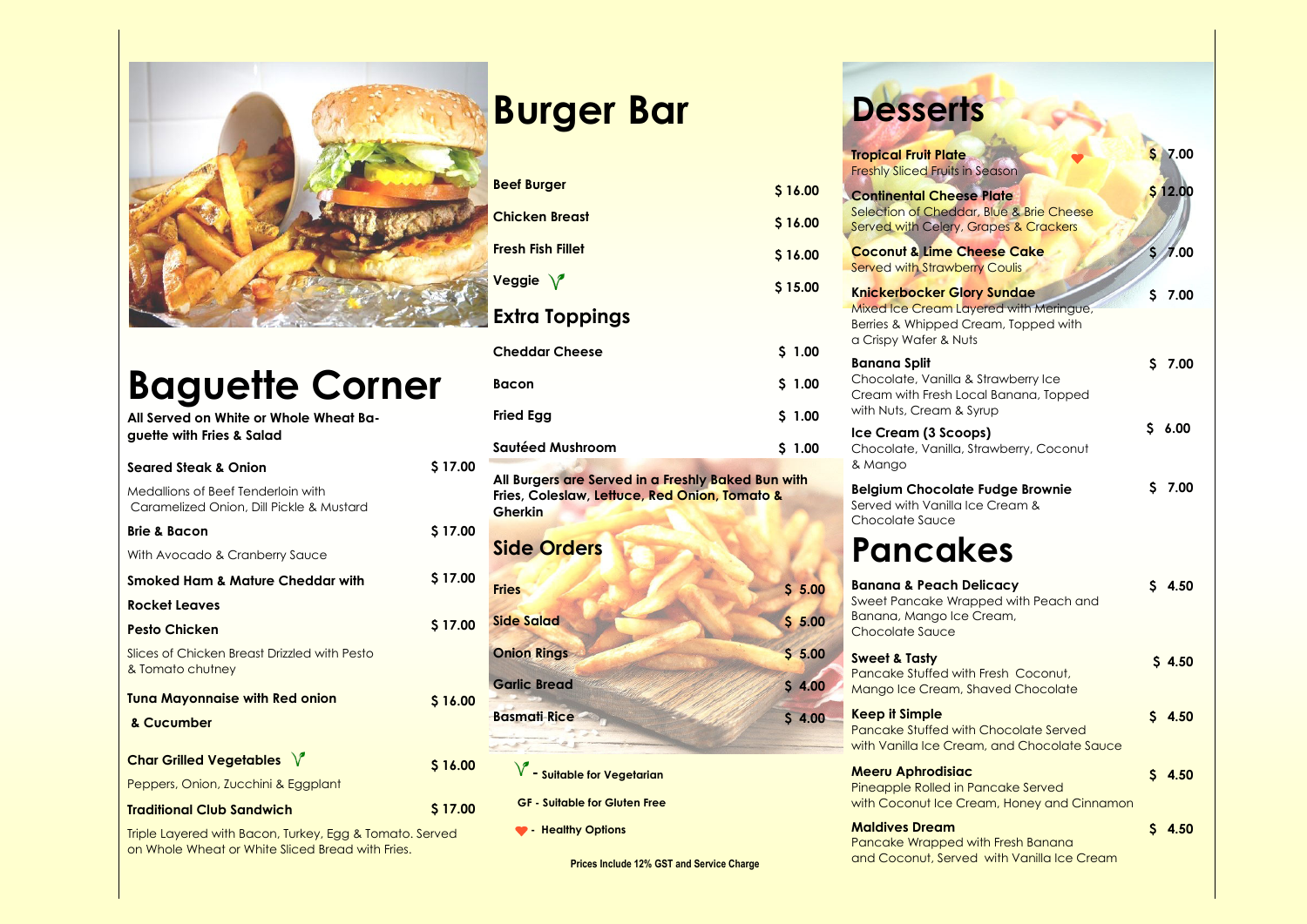# Baguette Corner

**All Served on White or Whole Wheat Baguette with Fries & Salad**

| | |
|---|---|
| **Seared Steak & Onion** | $ 17.00 |
| Medallions of Beef Tenderloin with Caramelized Onion, Dill Pickle & Mustard | |
| **Brie & Bacon** | $ 17.00 |
| With Avocado & Cranberry Sauce | |
| **Smoked Ham & Mature Cheddar with Rocket Leaves** | $ 17.00 |
| **Pesto Chicken** | $ 17.00 |
| Slices of Chicken Breast Drizzled with Pesto & Tomato chutney | |
| **Tuna Mayonnaise with Red onion & Cucumber** | $ 16.00 |
| **Char Grilled Vegetables** V | $ 16.00 |
| Peppers, Onion, Zucchini & Eggplant | |
| **Traditional Club Sandwich** | $ 17.00 |
| Triple Layered with Bacon, Turkey, Egg & Tomato. Served on Whole Wheat or White Sliced Bread with Fries. | |

# Burger Bar

| | |
|---|---|
| **Beef Burger** | $ 16.00 |
| **Chicken Breast** | $ 16.00 |
| **Fresh Fish Fillet** | $ 16.00 |
| **Veggie** V | $ 15.00 |

## Extra Toppings

| | |
|---|---|
| **Cheddar Cheese** | $ 1.00 |
| **Bacon** | $ 1.00 |
| **Fried Egg** | $ 1.00 |
| **Sautéed Mushroom** | $ 1.00 |

**All Burgers are Served in a Freshly Baked Bun with Fries, Coleslaw, Lettuce, Red Onion, Tomato & Gherkin**

## Side Orders

| | |
|---|---|
| **Fries** | $ 5.00 |
| **Side Salad** | $ 5.00 |
| **Onion Rings** | $ 5.00 |
| **Garlic Bread** | $ 4.00 |
| **Basmati Rice** | $ 4.00 |

V - Suitable for Vegetarian

GF - Suitable for Gluten Free

♥ - Healthy Options

Prices Include 12% GST and Service Charge

# Desserts

| | |
|---|---|
| **Tropical Fruit Plate** ♥<br>Freshly Sliced Fruits in Season | $ 7.00 |
| **Continental Cheese Plate**<br>Selection of Cheddar, Blue & Brie Cheese Served with Celery, Grapes & Crackers | $ 12.00 |
| **Coconut & Lime Cheese Cake**<br>Served with Strawberry Coulis | $ 7.00 |
| **Knickerbocker Glory Sundae**<br>Mixed Ice Cream Layered with Meringue, Berries & Whipped Cream, Topped with a Crispy Wafer & Nuts | $ 7.00 |
| **Banana Split**<br>Chocolate, Vanilla & Strawberry Ice Cream with Fresh Local Banana, Topped with Nuts, Cream & Syrup | $ 7.00 |
| **Ice Cream (3 Scoops)**<br>Chocolate, Vanilla, Strawberry, Coconut & Mango | $ 6.00 |
| **Belgium Chocolate Fudge Brownie**<br>Served with Vanilla Ice Cream & Chocolate Sauce | $ 7.00 |

# Pancakes

| | |
|---|---|
| **Banana & Peach Delicacy**<br>Sweet Pancake Wrapped with Peach and Banana, Mango Ice Cream, Chocolate Sauce | $ 4.50 |
| **Sweet & Tasty**<br>Pancake Stuffed with Fresh Coconut, Mango Ice Cream, Shaved Chocolate | $ 4.50 |
| **Keep it Simple**<br>Pancake Stuffed with Chocolate Served with Vanilla Ice Cream, and Chocolate Sauce | $ 4.50 |
| **Meeru Aphrodisiac**<br>Pineapple Rolled in Pancake Served with Coconut Ice Cream, Honey and Cinnamon | $ 4.50 |
| **Maldives Dream**<br>Pancake Wrapped with Fresh Banana and Coconut, Served with Vanilla Ice Cream | $ 4.50 |